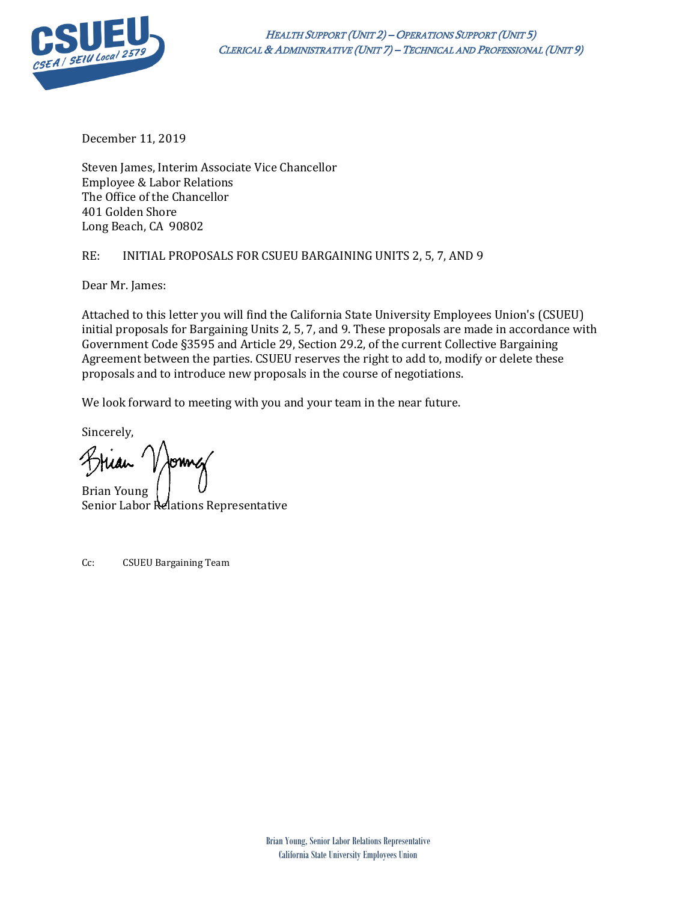HEALTH SUPPORT (UNIT 2) – OPERATIONS SUPPORT (UNIT 5)
CLERICAL & ADMINISTRATIVE (UNIT 7) – TECHNICAL AND PROFESSIONAL (UNIT 9)

December 11, 2019

Steven James, Interim Associate Vice Chancellor
Employee & Labor Relations
The Office of the Chancellor
401 Golden Shore
Long Beach, CA 90802

RE: INITIAL PROPOSALS FOR CSUEU BARGAINING UNITS 2, 5, 7, AND 9

Dear Mr. James:

Attached to this letter you will find the California State University Employees Union's (CSUEU) initial proposals for Bargaining Units 2, 5, 7, and 9. These proposals are made in accordance with Government Code §3595 and Article 29, Section 29.2, of the current Collective Bargaining Agreement between the parties. CSUEU reserves the right to add to, modify or delete these proposals and to introduce new proposals in the course of negotiations.

We look forward to meeting with you and your team in the near future.

Sincerely,

Brian Young
Senior Labor Relations Representative

Cc: CSUEU Bargaining Team

Brian Young, Senior Labor Relations Representative
California State University Employees Union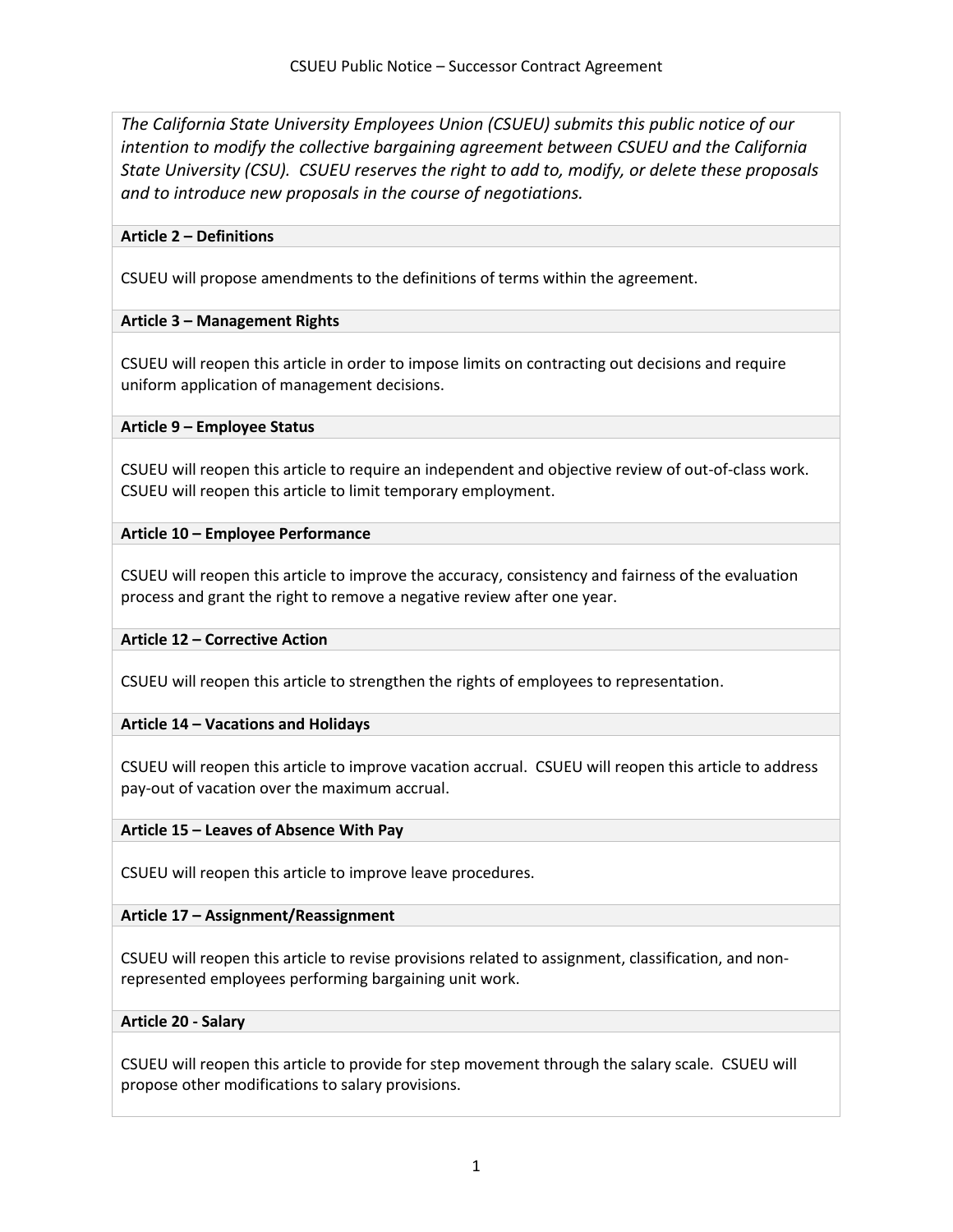*The California State University Employees Union (CSUEU) submits this public notice of our intention to modify the collective bargaining agreement between CSUEU and the California State University (CSU). CSUEU reserves the right to add to, modify, or delete these proposals and to introduce new proposals in the course of negotiations.*

**Article 2 – Definitions**

CSUEU will propose amendments to the definitions of terms within the agreement.

**Article 3 – Management Rights**

CSUEU will reopen this article in order to impose limits on contracting out decisions and require uniform application of management decisions.

**Article 9 – Employee Status**

CSUEU will reopen this article to require an independent and objective review of out-of-class work. CSUEU will reopen this article to limit temporary employment.

**Article 10 – Employee Performance**

CSUEU will reopen this article to improve the accuracy, consistency and fairness of the evaluation process and grant the right to remove a negative review after one year.

**Article 12 – Corrective Action**

CSUEU will reopen this article to strengthen the rights of employees to representation.

**Article 14 – Vacations and Holidays**

CSUEU will reopen this article to improve vacation accrual. CSUEU will reopen this article to address pay-out of vacation over the maximum accrual.

**Article 15 – Leaves of Absence With Pay**

CSUEU will reopen this article to improve leave procedures.

**Article 17 – Assignment/Reassignment**

CSUEU will reopen this article to revise provisions related to assignment, classification, and non-represented employees performing bargaining unit work.

**Article 20 - Salary**

CSUEU will reopen this article to provide for step movement through the salary scale. CSUEU will propose other modifications to salary provisions.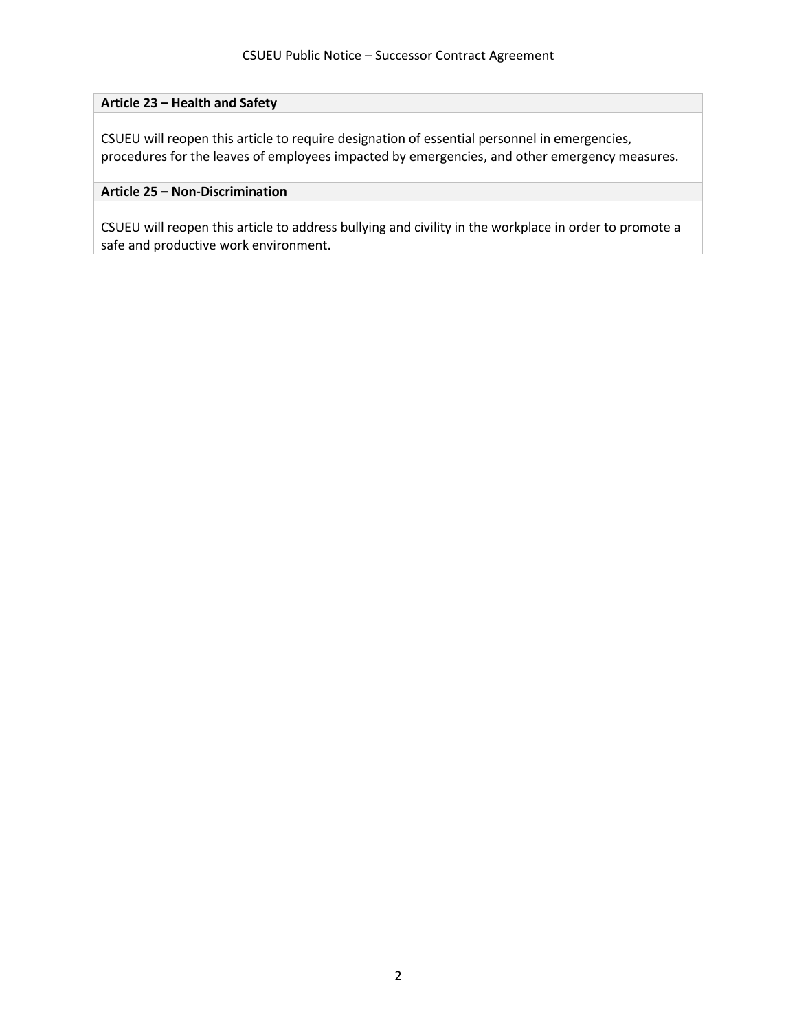**Article 23 – Health and Safety**

CSUEU will reopen this article to require designation of essential personnel in emergencies, procedures for the leaves of employees impacted by emergencies, and other emergency measures.

**Article 25 – Non-Discrimination**

CSUEU will reopen this article to address bullying and civility in the workplace in order to promote a safe and productive work environment.